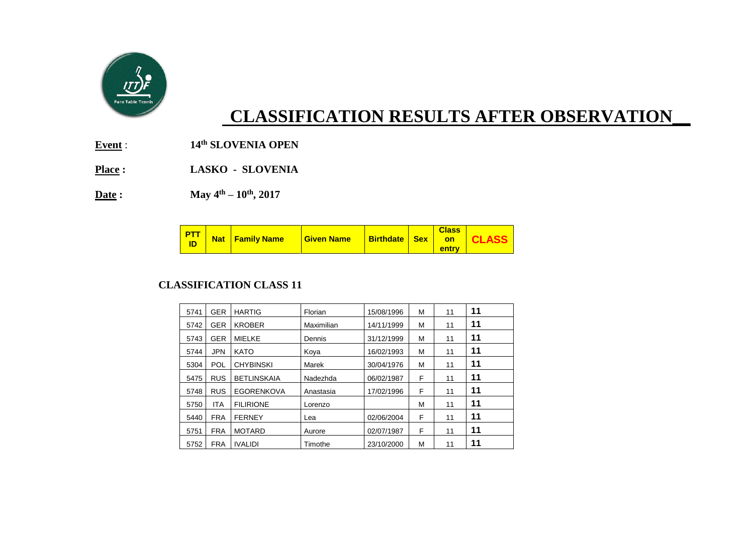# CLASSIFICATION RESULTS AFTER OBSERVATION

**Event** : **14th SLOVENIA OPEN**

**Place :** **LASKO - SLOVENIA**

**Date :** **May 4th – 10th, 2017**

## CLASSIFICATION CLASS 11

| PTT ID | Nat | Family Name | Given Name | Birthdate | Sex | Class on entry | CLASS |
|---|---|---|---|---|---|---|---|
| 5741 | GER | HARTIG | Florian | 15/08/1996 | M | 11 | 11 |
| 5742 | GER | KROBER | Maximilian | 14/11/1999 | M | 11 | 11 |
| 5743 | GER | MIELKE | Dennis | 31/12/1999 | M | 11 | 11 |
| 5744 | JPN | KATO | Koya | 16/02/1993 | M | 11 | 11 |
| 5304 | POL | CHYBINSKI | Marek | 30/04/1976 | M | 11 | 11 |
| 5475 | RUS | BETLINSKAIA | Nadezhda | 06/02/1987 | F | 11 | 11 |
| 5748 | RUS | EGORENKOVA | Anastasia | 17/02/1996 | F | 11 | 11 |
| 5750 | ITA | FILIRIONE | Lorenzo | | M | 11 | 11 |
| 5440 | FRA | FERNEY | Lea | 02/06/2004 | F | 11 | 11 |
| 5751 | FRA | MOTARD | Aurore | 02/07/1987 | F | 11 | 11 |
| 5752 | FRA | IVALIDI | Timothe | 23/10/2000 | M | 11 | 11 |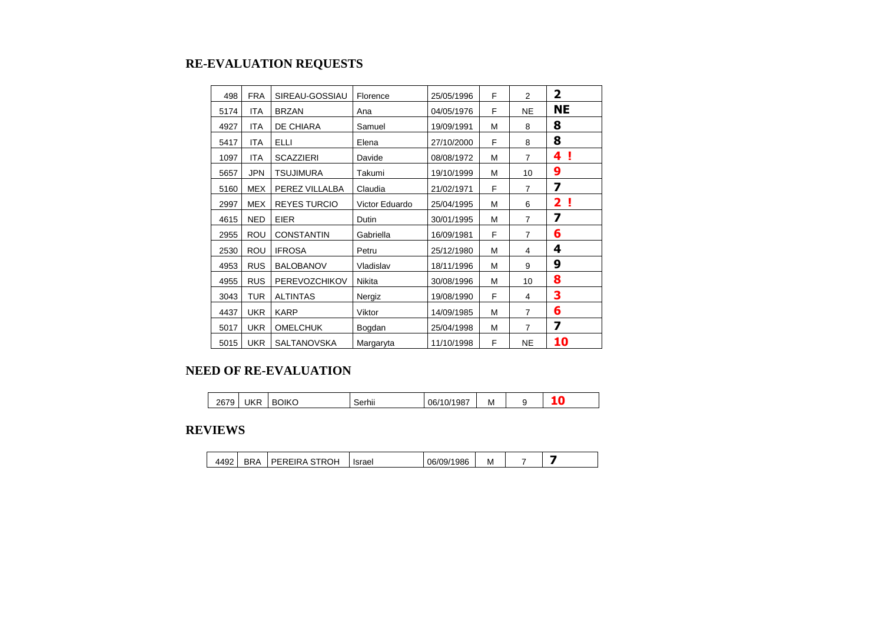## RE-EVALUATION REQUESTS

| | | | | | | | |
|---|---|---|---|---|---|---|---|
| 498 | FRA | SIREAU-GOSSIAU | Florence | 25/05/1996 | F | 2 | **2** |
| 5174 | ITA | BRZAN | Ana | 04/05/1976 | F | NE | **NE** |
| 4927 | ITA | DE CHIARA | Samuel | 19/09/1991 | M | 8 | **8** |
| 5417 | ITA | ELLI | Elena | 27/10/2000 | F | 8 | **8** |
| 1097 | ITA | SCAZZIERI | Davide | 08/08/1972 | M | 7 | **4 !** |
| 5657 | JPN | TSUJIMURA | Takumi | 19/10/1999 | M | 10 | **9** |
| 5160 | MEX | PEREZ VILLALBA | Claudia | 21/02/1971 | F | 7 | **7** |
| 2997 | MEX | REYES TURCIO | Victor Eduardo | 25/04/1995 | M | 6 | **2 !** |
| 4615 | NED | EIER | Dutin | 30/01/1995 | M | 7 | **7** |
| 2955 | ROU | CONSTANTIN | Gabriella | 16/09/1981 | F | 7 | **6** |
| 2530 | ROU | IFROSA | Petru | 25/12/1980 | M | 4 | **4** |
| 4953 | RUS | BALOBANOV | Vladislav | 18/11/1996 | M | 9 | **9** |
| 4955 | RUS | PEREVOZCHIKOV | Nikita | 30/08/1996 | M | 10 | **8** |
| 3043 | TUR | ALTINTAS | Nergiz | 19/08/1990 | F | 4 | **3** |
| 4437 | UKR | KARP | Viktor | 14/09/1985 | M | 7 | **6** |
| 5017 | UKR | OMELCHUK | Bogdan | 25/04/1998 | M | 7 | **7** |
| 5015 | UKR | SALTANOVSKA | Margaryta | 11/10/1998 | F | NE | **10** |

## NEED OF RE-EVALUATION

| | | | | | | | |
|---|---|---|---|---|---|---|---|
| 2679 | UKR | BOIKO | Serhii | 06/10/1987 | M | 9 | **10** |

## REVIEWS

| | | | | | | | |
|---|---|---|---|---|---|---|---|
| 4492 | BRA | PEREIRA STROH | Israel | 06/09/1986 | M | 7 | **7** |